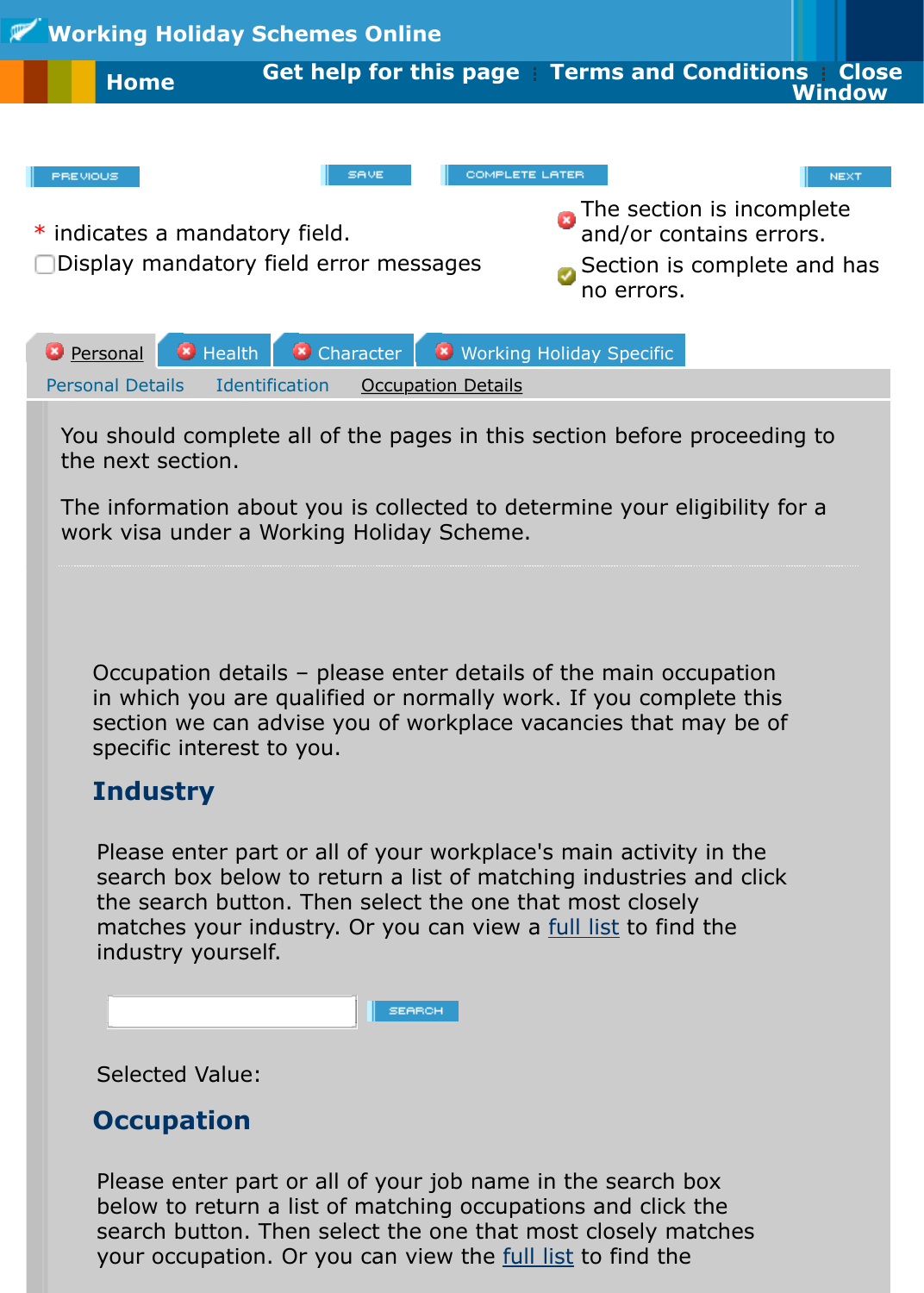Working Holiday Schemes Online

Home | Get help for this page | Terms and Conditions | Close Window

PREVIOUS | SAVE | COMPLETE LATER | NEXT

\* indicates a mandatory field.

☐ Display mandatory field error messages

The section is incomplete and/or contains errors.

Section is complete and has no errors.

Personal | Health | Character | Working Holiday Specific

Personal Details | Identification | Occupation Details

You should complete all of the pages in this section before proceeding to the next section.

The information about you is collected to determine your eligibility for a work visa under a Working Holiday Scheme.

Occupation details – please enter details of the main occupation in which you are qualified or normally work. If you complete this section we can advise you of workplace vacancies that may be of specific interest to you.

## Industry

Please enter part or all of your workplace's main activity in the search box below to return a list of matching industries and click the search button. Then select the one that most closely matches your industry. Or you can view a full list to find the industry yourself.

SEARCH

Selected Value:

## Occupation

Please enter part or all of your job name in the search box below to return a list of matching occupations and click the search button. Then select the one that most closely matches your occupation. Or you can view the full list to find the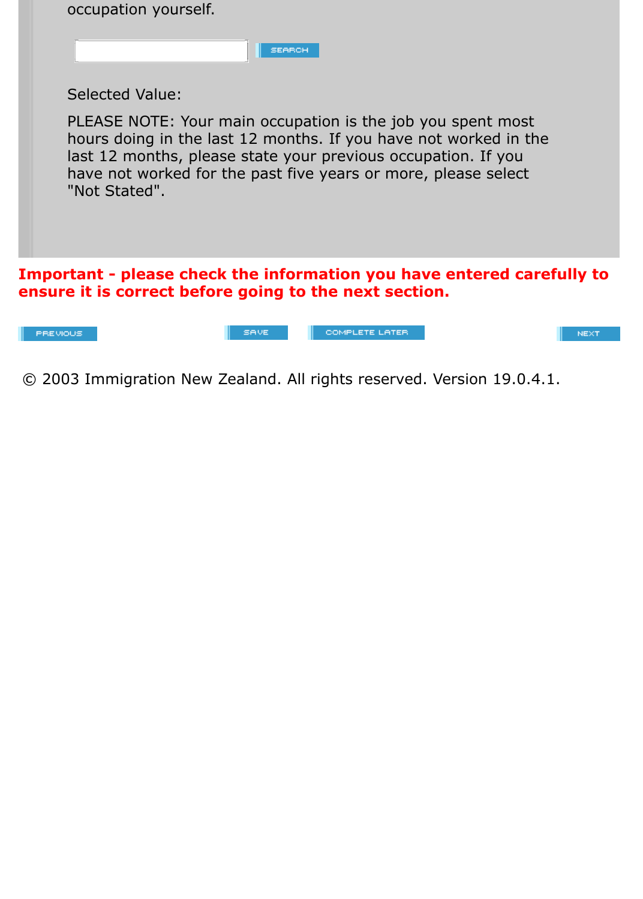occupation yourself.

SEARCH

Selected Value:

PLEASE NOTE: Your main occupation is the job you spent most hours doing in the last 12 months. If you have not worked in the last 12 months, please state your previous occupation. If you have not worked for the past five years or more, please select "Not Stated".

**Important - please check the information you have entered carefully to ensure it is correct before going to the next section.**

PREVIOUS SAVE COMPLETE LATER NEXT

© 2003 Immigration New Zealand. All rights reserved. Version 19.0.4.1.